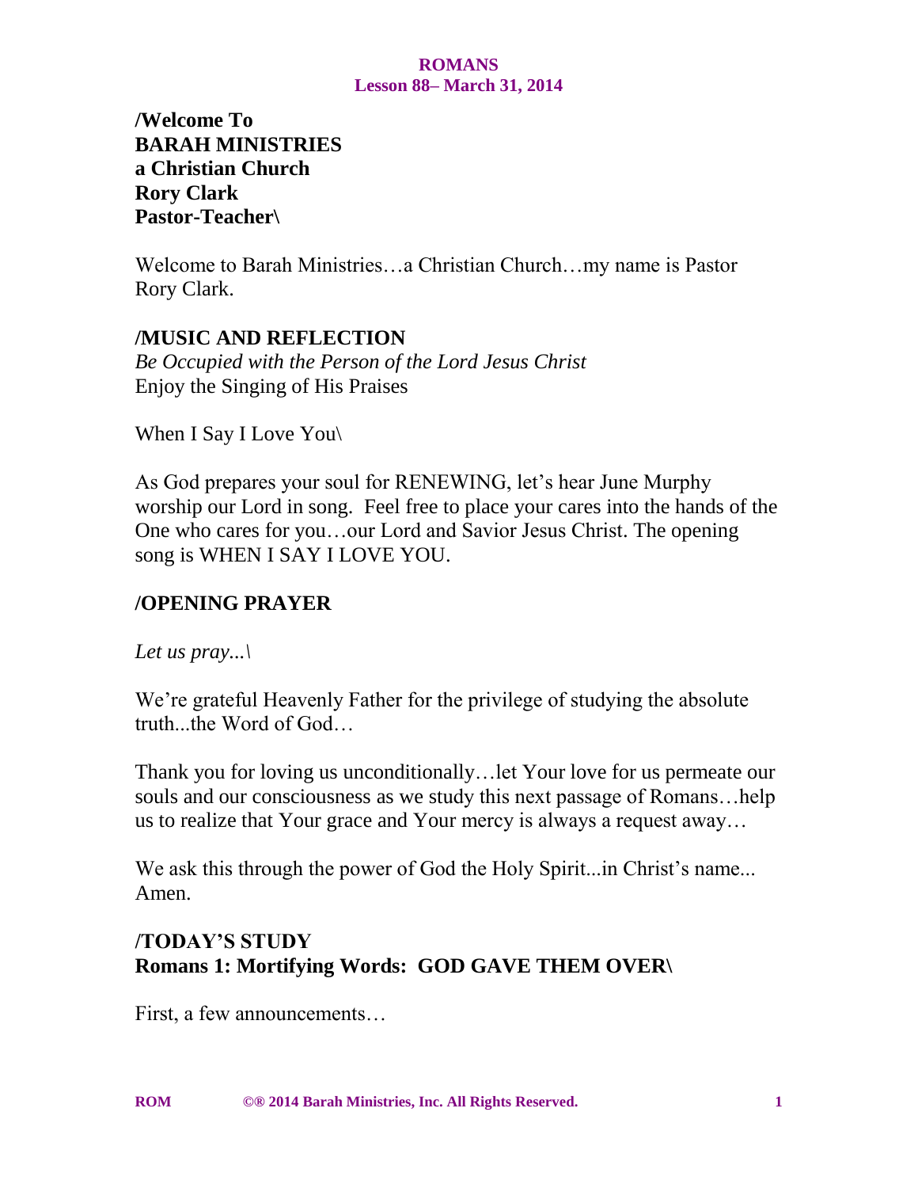# ROMANS
## Lesson 88– March 31, 2014

**/Welcome To**
**BARAH MINISTRIES**
**a Christian Church**
**Rory Clark**
**Pastor-Teacher\**

Welcome to Barah Ministries…a Christian Church…my name is Pastor Rory Clark.

### /MUSIC AND REFLECTION

*Be Occupied with the Person of the Lord Jesus Christ*
Enjoy the Singing of His Praises

When I Say I Love You\

As God prepares your soul for RENEWING, let's hear June Murphy worship our Lord in song. Feel free to place your cares into the hands of the One who cares for you…our Lord and Savior Jesus Christ. The opening song is WHEN I SAY I LOVE YOU.

### /OPENING PRAYER

*Let us pray...\*

We're grateful Heavenly Father for the privilege of studying the absolute truth...the Word of God…

Thank you for loving us unconditionally…let Your love for us permeate our souls and our consciousness as we study this next passage of Romans…help us to realize that Your grace and Your mercy is always a request away…

We ask this through the power of God the Holy Spirit...in Christ's name... Amen.

### /TODAY'S STUDY
### Romans 1: Mortifying Words: GOD GAVE THEM OVER\

First, a few announcements…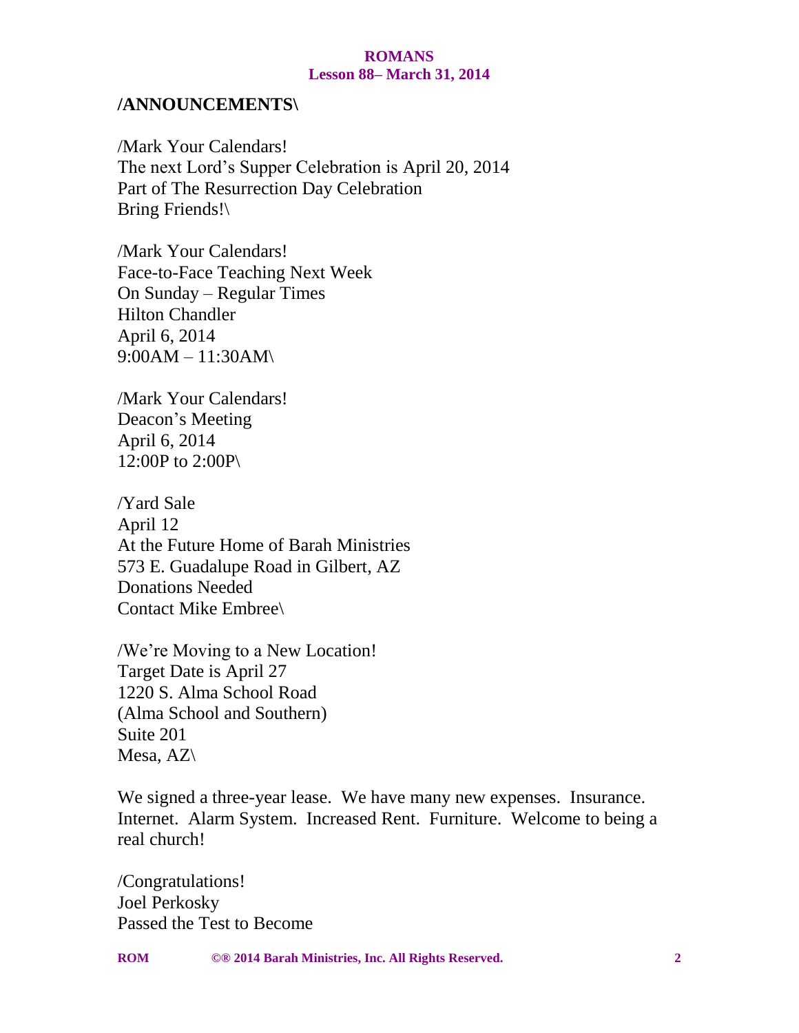**ROMANS**
**Lesson 88– March 31, 2014**

## /ANNOUNCEMENTS\

/Mark Your Calendars!
The next Lord's Supper Celebration is April 20, 2014
Part of The Resurrection Day Celebration
Bring Friends!\

/Mark Your Calendars!
Face-to-Face Teaching Next Week
On Sunday – Regular Times
Hilton Chandler
April 6, 2014
9:00AM – 11:30AM\

/Mark Your Calendars!
Deacon's Meeting
April 6, 2014
12:00P to 2:00P\

/Yard Sale
April 12
At the Future Home of Barah Ministries
573 E. Guadalupe Road in Gilbert, AZ
Donations Needed
Contact Mike Embree\

/We're Moving to a New Location!
Target Date is April 27
1220 S. Alma School Road
(Alma School and Southern)
Suite 201
Mesa, AZ\

We signed a three-year lease. We have many new expenses. Insurance. Internet. Alarm System. Increased Rent. Furniture. Welcome to being a real church!

/Congratulations!
Joel Perkosky
Passed the Test to Become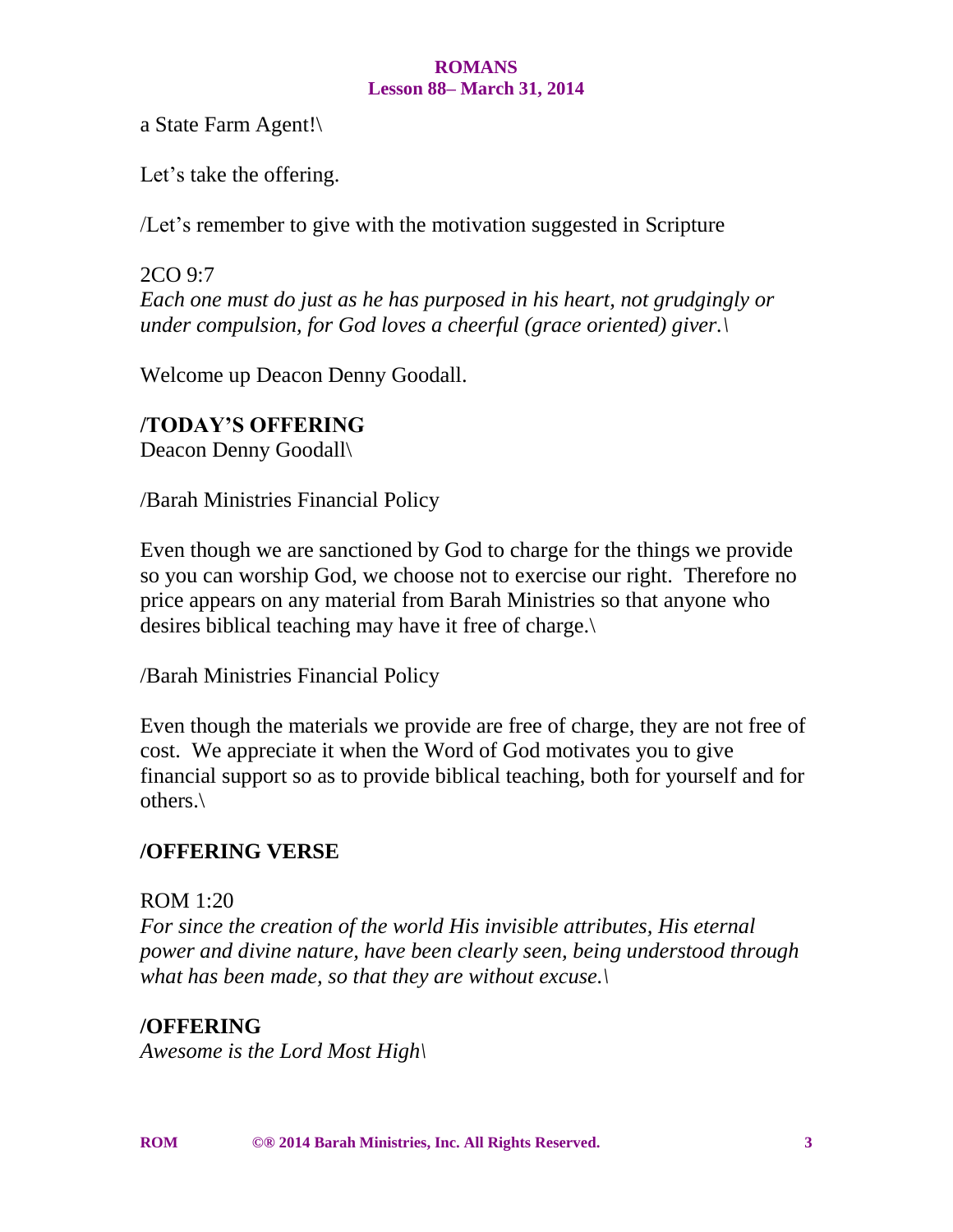a State Farm Agent!\

Let's take the offering.

/Let's remember to give with the motivation suggested in Scripture

2CO 9:7
*Each one must do just as he has purposed in his heart, not grudgingly or under compulsion, for God loves a cheerful (grace oriented) giver.\*

Welcome up Deacon Denny Goodall.

**/TODAY'S OFFERING**
Deacon Denny Goodall\

/Barah Ministries Financial Policy

Even though we are sanctioned by God to charge for the things we provide so you can worship God, we choose not to exercise our right. Therefore no price appears on any material from Barah Ministries so that anyone who desires biblical teaching may have it free of charge.\

/Barah Ministries Financial Policy

Even though the materials we provide are free of charge, they are not free of cost. We appreciate it when the Word of God motivates you to give financial support so as to provide biblical teaching, both for yourself and for others.\

**/OFFERING VERSE**

ROM 1:20
*For since the creation of the world His invisible attributes, His eternal power and divine nature, have been clearly seen, being understood through what has been made, so that they are without excuse.\*

**/OFFERING**
*Awesome is the Lord Most High\*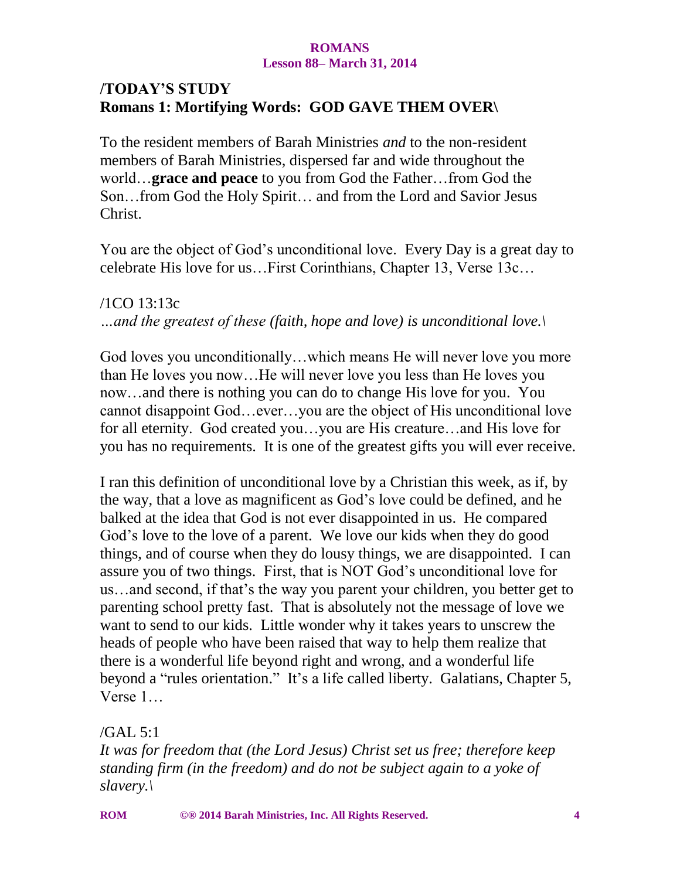## /TODAY'S STUDY
## Romans 1: Mortifying Words: GOD GAVE THEM OVER\

To the resident members of Barah Ministries *and* to the non-resident members of Barah Ministries, dispersed far and wide throughout the world…**grace and peace** to you from God the Father…from God the Son…from God the Holy Spirit… and from the Lord and Savior Jesus Christ.

You are the object of God's unconditional love. Every Day is a great day to celebrate His love for us…First Corinthians, Chapter 13, Verse 13c…

/1CO 13:13c
*…and the greatest of these (faith, hope and love) is unconditional love.\*

God loves you unconditionally…which means He will never love you more than He loves you now…He will never love you less than He loves you now…and there is nothing you can do to change His love for you. You cannot disappoint God…ever…you are the object of His unconditional love for all eternity. God created you…you are His creature…and His love for you has no requirements. It is one of the greatest gifts you will ever receive.

I ran this definition of unconditional love by a Christian this week, as if, by the way, that a love as magnificent as God's love could be defined, and he balked at the idea that God is not ever disappointed in us. He compared God's love to the love of a parent. We love our kids when they do good things, and of course when they do lousy things, we are disappointed. I can assure you of two things. First, that is NOT God's unconditional love for us…and second, if that's the way you parent your children, you better get to parenting school pretty fast. That is absolutely not the message of love we want to send to our kids. Little wonder why it takes years to unscrew the heads of people who have been raised that way to help them realize that there is a wonderful life beyond right and wrong, and a wonderful life beyond a "rules orientation." It's a life called liberty. Galatians, Chapter 5, Verse 1…

/GAL 5:1
*It was for freedom that (the Lord Jesus) Christ set us free; therefore keep standing firm (in the freedom) and do not be subject again to a yoke of slavery.\*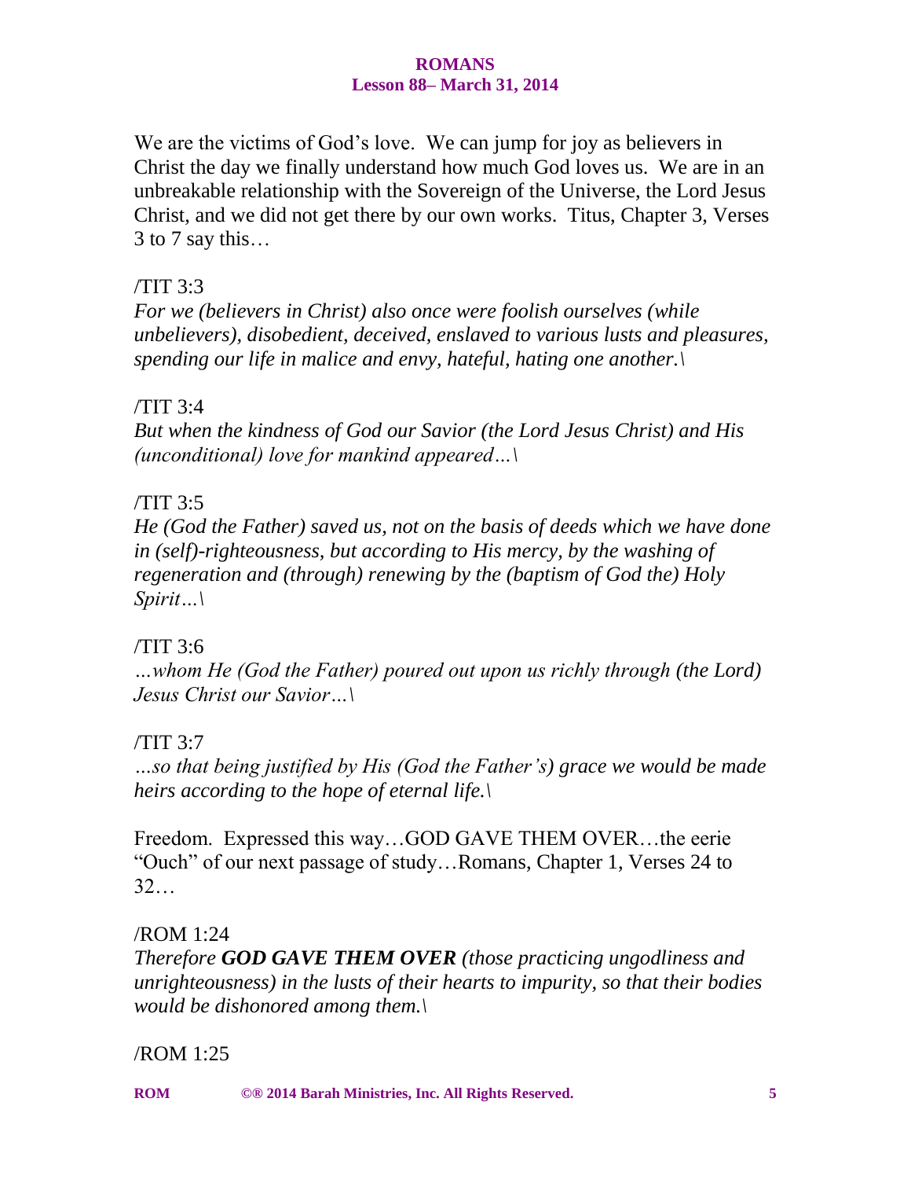We are the victims of God's love. We can jump for joy as believers in Christ the day we finally understand how much God loves us. We are in an unbreakable relationship with the Sovereign of the Universe, the Lord Jesus Christ, and we did not get there by our own works. Titus, Chapter 3, Verses 3 to 7 say this…

/TIT 3:3
*For we (believers in Christ) also once were foolish ourselves (while unbelievers), disobedient, deceived, enslaved to various lusts and pleasures, spending our life in malice and envy, hateful, hating one another.\*

/TIT 3:4
*But when the kindness of God our Savior (the Lord Jesus Christ) and His (unconditional) love for mankind appeared…\*

/TIT 3:5
*He (God the Father) saved us, not on the basis of deeds which we have done in (self)-righteousness, but according to His mercy, by the washing of regeneration and (through) renewing by the (baptism of God the) Holy Spirit…\*

/TIT 3:6
*…whom He (God the Father) poured out upon us richly through (the Lord) Jesus Christ our Savior…\*

/TIT 3:7
*…so that being justified by His (God the Father's) grace we would be made heirs according to the hope of eternal life.\*

Freedom. Expressed this way…GOD GAVE THEM OVER…the eerie "Ouch" of our next passage of study…Romans, Chapter 1, Verses 24 to 32…

/ROM 1:24
*Therefore **GOD GAVE THEM OVER** (those practicing ungodliness and unrighteousness) in the lusts of their hearts to impurity, so that their bodies would be dishonored among them.\*

/ROM 1:25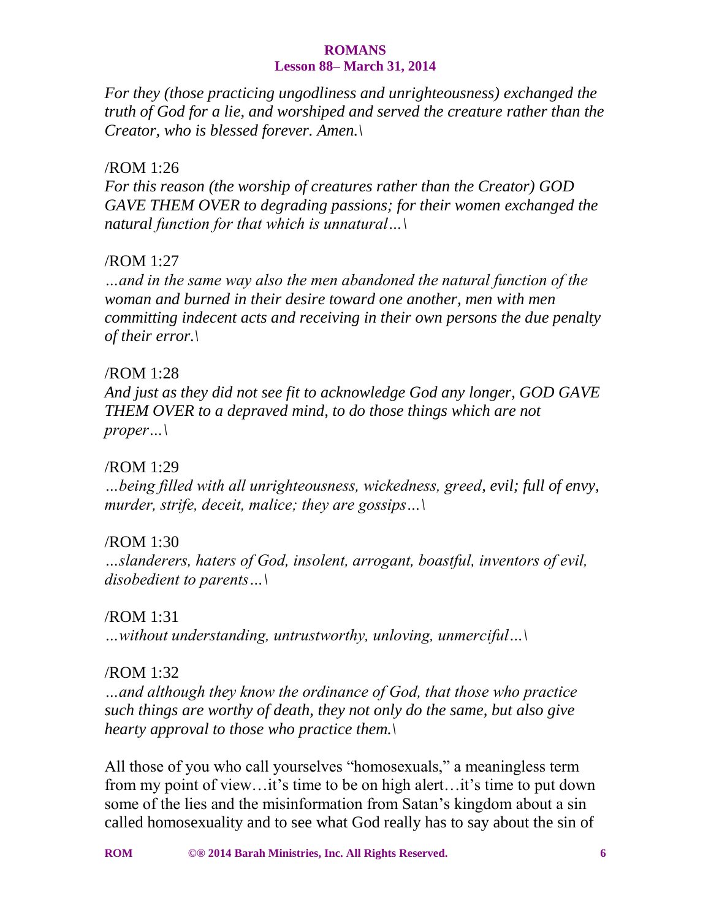*For they (those practicing ungodliness and unrighteousness) exchanged the truth of God for a lie, and worshiped and served the creature rather than the Creator, who is blessed forever. Amen.\*

/ROM 1:26

*For this reason (the worship of creatures rather than the Creator) GOD GAVE THEM OVER to degrading passions; for their women exchanged the natural function for that which is unnatural…\*

/ROM 1:27

*…and in the same way also the men abandoned the natural function of the woman and burned in their desire toward one another, men with men committing indecent acts and receiving in their own persons the due penalty of their error.\*

/ROM 1:28

*And just as they did not see fit to acknowledge God any longer, GOD GAVE THEM OVER to a depraved mind, to do those things which are not proper…\*

/ROM 1:29

*…being filled with all unrighteousness, wickedness, greed, evil; full of envy, murder, strife, deceit, malice; they are gossips…\*

/ROM 1:30

*…slanderers, haters of God, insolent, arrogant, boastful, inventors of evil, disobedient to parents…\*

/ROM 1:31

*…without understanding, untrustworthy, unloving, unmerciful…\*

/ROM 1:32

*…and although they know the ordinance of God, that those who practice such things are worthy of death, they not only do the same, but also give hearty approval to those who practice them.\*

All those of you who call yourselves "homosexuals," a meaningless term from my point of view…it's time to be on high alert…it's time to put down some of the lies and the misinformation from Satan's kingdom about a sin called homosexuality and to see what God really has to say about the sin of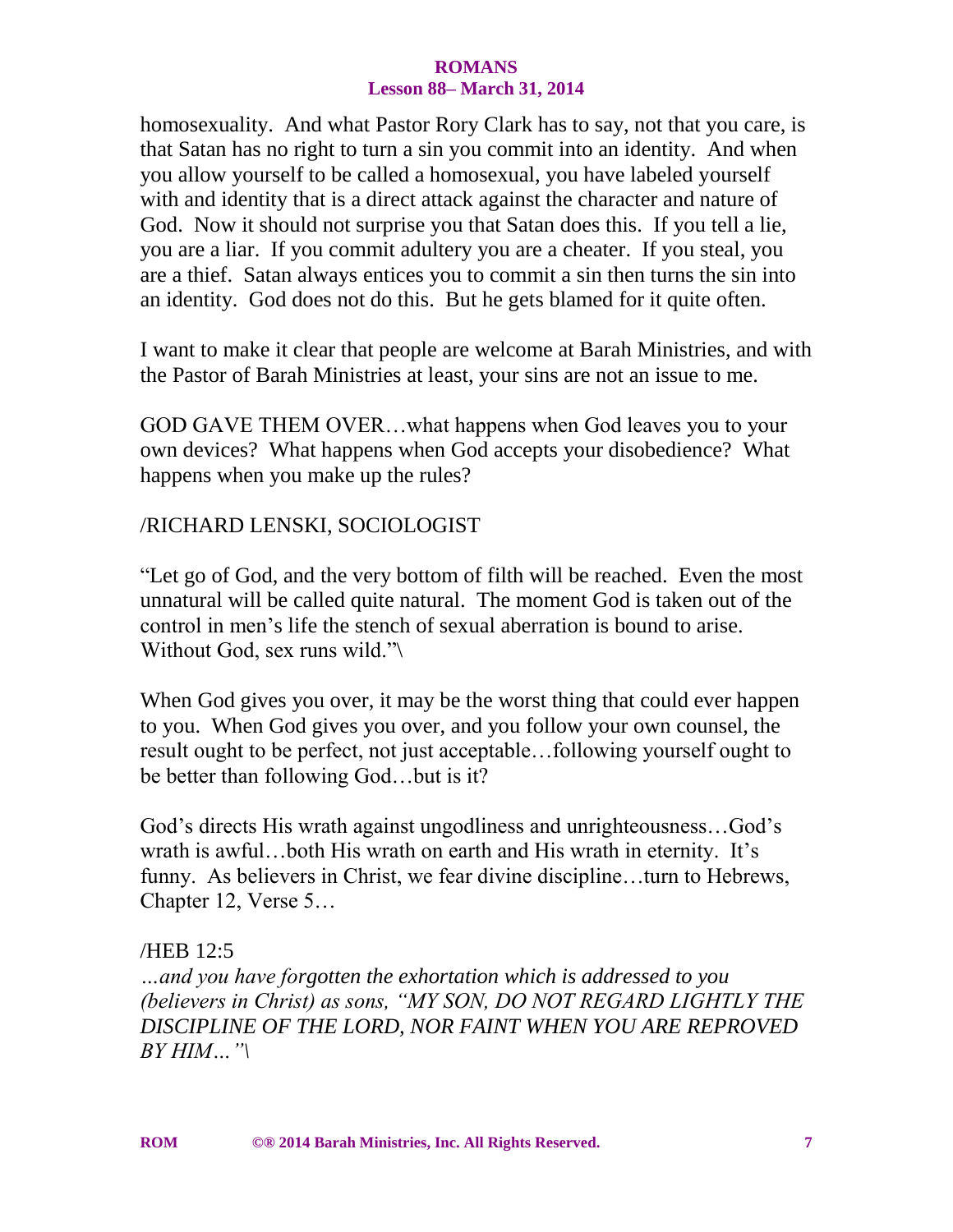homosexuality. And what Pastor Rory Clark has to say, not that you care, is that Satan has no right to turn a sin you commit into an identity. And when you allow yourself to be called a homosexual, you have labeled yourself with and identity that is a direct attack against the character and nature of God. Now it should not surprise you that Satan does this. If you tell a lie, you are a liar. If you commit adultery you are a cheater. If you steal, you are a thief. Satan always entices you to commit a sin then turns the sin into an identity. God does not do this. But he gets blamed for it quite often.

I want to make it clear that people are welcome at Barah Ministries, and with the Pastor of Barah Ministries at least, your sins are not an issue to me.

GOD GAVE THEM OVER…what happens when God leaves you to your own devices? What happens when God accepts your disobedience? What happens when you make up the rules?

/RICHARD LENSKI, SOCIOLOGIST

"Let go of God, and the very bottom of filth will be reached. Even the most unnatural will be called quite natural. The moment God is taken out of the control in men's life the stench of sexual aberration is bound to arise. Without God, sex runs wild."\

When God gives you over, it may be the worst thing that could ever happen to you. When God gives you over, and you follow your own counsel, the result ought to be perfect, not just acceptable…following yourself ought to be better than following God…but is it?

God's directs His wrath against ungodliness and unrighteousness…God's wrath is awful…both His wrath on earth and His wrath in eternity. It's funny. As believers in Christ, we fear divine discipline…turn to Hebrews, Chapter 12, Verse 5…

/HEB 12:5

*…and you have forgotten the exhortation which is addressed to you (believers in Christ) as sons, "MY SON, DO NOT REGARD LIGHTLY THE DISCIPLINE OF THE LORD, NOR FAINT WHEN YOU ARE REPROVED BY HIM…"\*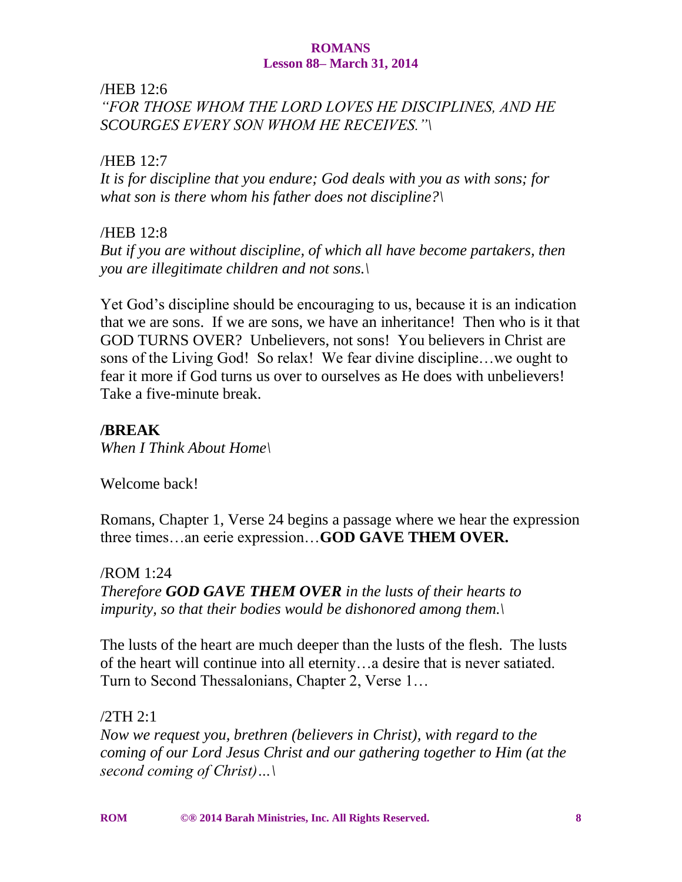/HEB 12:6
*"FOR THOSE WHOM THE LORD LOVES HE DISCIPLINES, AND HE SCOURGES EVERY SON WHOM HE RECEIVES."\*

/HEB 12:7
*It is for discipline that you endure; God deals with you as with sons; for what son is there whom his father does not discipline?\*

/HEB 12:8
*But if you are without discipline, of which all have become partakers, then you are illegitimate children and not sons.\*

Yet God's discipline should be encouraging to us, because it is an indication that we are sons. If we are sons, we have an inheritance! Then who is it that GOD TURNS OVER? Unbelievers, not sons! You believers in Christ are sons of the Living God! So relax! We fear divine discipline…we ought to fear it more if God turns us over to ourselves as He does with unbelievers! Take a five-minute break.

**/BREAK**
*When I Think About Home\*

Welcome back!

Romans, Chapter 1, Verse 24 begins a passage where we hear the expression three times…an eerie expression…**GOD GAVE THEM OVER.**

/ROM 1:24
*Therefore **GOD GAVE THEM OVER** in the lusts of their hearts to impurity, so that their bodies would be dishonored among them.\*

The lusts of the heart are much deeper than the lusts of the flesh. The lusts of the heart will continue into all eternity…a desire that is never satiated. Turn to Second Thessalonians, Chapter 2, Verse 1…

/2TH 2:1
*Now we request you, brethren (believers in Christ), with regard to the coming of our Lord Jesus Christ and our gathering together to Him (at the second coming of Christ)…\*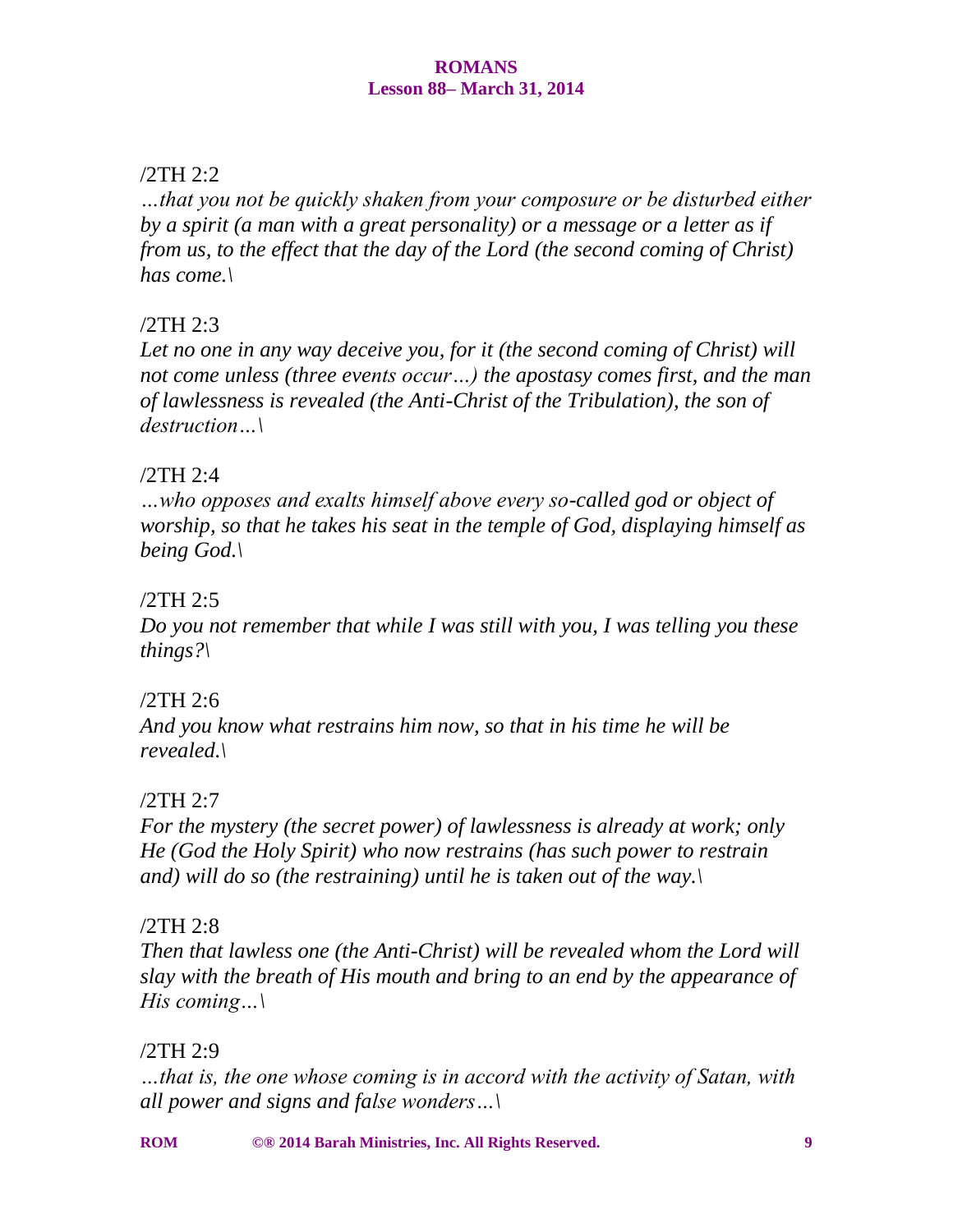/2TH 2:2

*…that you not be quickly shaken from your composure or be disturbed either by a spirit (a man with a great personality) or a message or a letter as if from us, to the effect that the day of the Lord (the second coming of Christ) has come.\*

/2TH 2:3

*Let no one in any way deceive you, for it (the second coming of Christ) will not come unless (three events occur…) the apostasy comes first, and the man of lawlessness is revealed (the Anti-Christ of the Tribulation), the son of destruction…\*

/2TH 2:4

*…who opposes and exalts himself above every so-called god or object of worship, so that he takes his seat in the temple of God, displaying himself as being God.\*

/2TH 2:5

*Do you not remember that while I was still with you, I was telling you these things?\*

/2TH 2:6

*And you know what restrains him now, so that in his time he will be revealed.\*

/2TH 2:7

*For the mystery (the secret power) of lawlessness is already at work; only He (God the Holy Spirit) who now restrains (has such power to restrain and) will do so (the restraining) until he is taken out of the way.\*

/2TH 2:8

*Then that lawless one (the Anti-Christ) will be revealed whom the Lord will slay with the breath of His mouth and bring to an end by the appearance of His coming…\*

/2TH 2:9

*…that is, the one whose coming is in accord with the activity of Satan, with all power and signs and false wonders…\*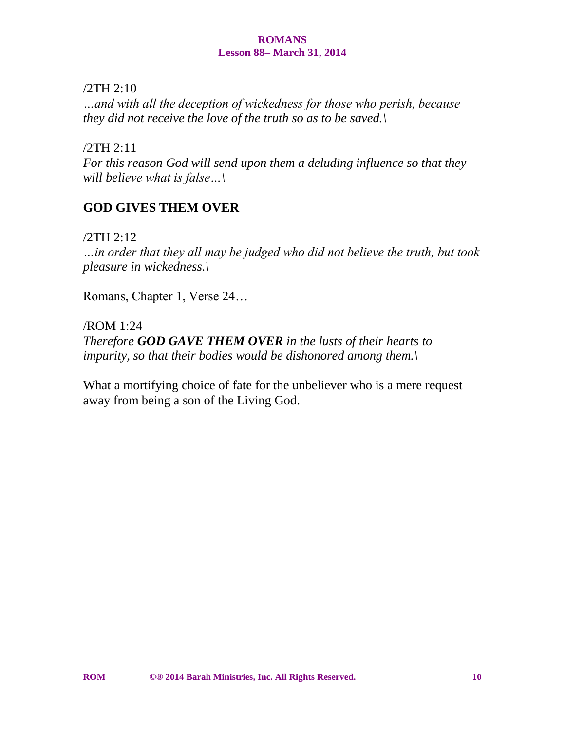/2TH 2:10
*…and with all the deception of wickedness for those who perish, because they did not receive the love of the truth so as to be saved.\*

/2TH 2:11
*For this reason God will send upon them a deluding influence so that they will believe what is false…\*

## GOD GIVES THEM OVER

/2TH 2:12
*…in order that they all may be judged who did not believe the truth, but took pleasure in wickedness.\*

Romans, Chapter 1, Verse 24…

/ROM 1:24
*Therefore **GOD GAVE THEM OVER** in the lusts of their hearts to impurity, so that their bodies would be dishonored among them.\*

What a mortifying choice of fate for the unbeliever who is a mere request away from being a son of the Living God.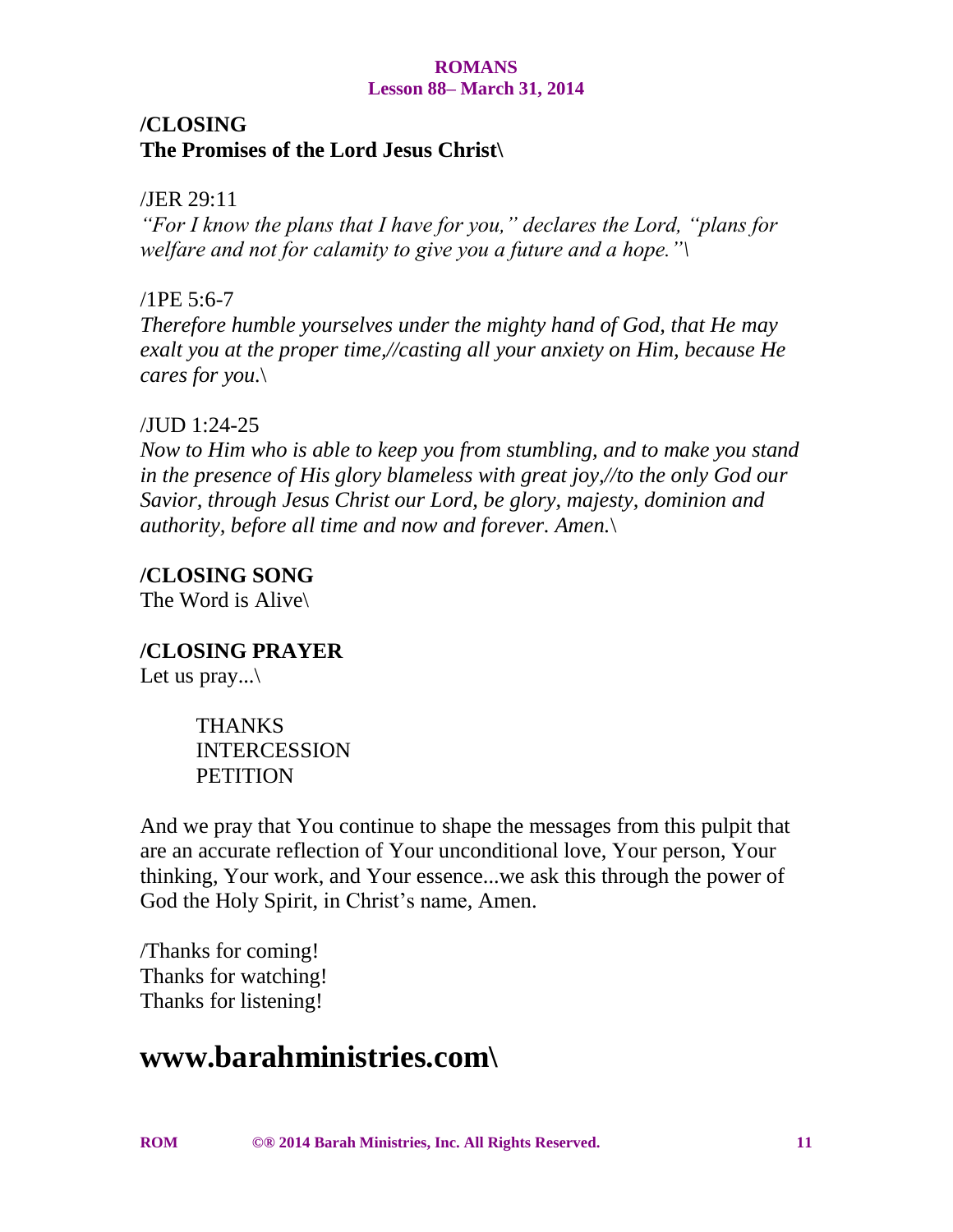## /CLOSING
## The Promises of the Lord Jesus Christ\

/JER 29:11
*"For I know the plans that I have for you," declares the Lord, "plans for welfare and not for calamity to give you a future and a hope."\*

/1PE 5:6-7
*Therefore humble yourselves under the mighty hand of God, that He may exalt you at the proper time,//casting all your anxiety on Him, because He cares for you.\*

/JUD 1:24-25
*Now to Him who is able to keep you from stumbling, and to make you stand in the presence of His glory blameless with great joy,//to the only God our Savior, through Jesus Christ our Lord, be glory, majesty, dominion and authority, before all time and now and forever. Amen.\*

**/CLOSING SONG**
The Word is Alive\

**/CLOSING PRAYER**
Let us pray...\

THANKS
INTERCESSION
PETITION

And we pray that You continue to shape the messages from this pulpit that are an accurate reflection of Your unconditional love, Your person, Your thinking, Your work, and Your essence...we ask this through the power of God the Holy Spirit, in Christ's name, Amen.

/Thanks for coming!
Thanks for watching!
Thanks for listening!

# www.barahministries.com\